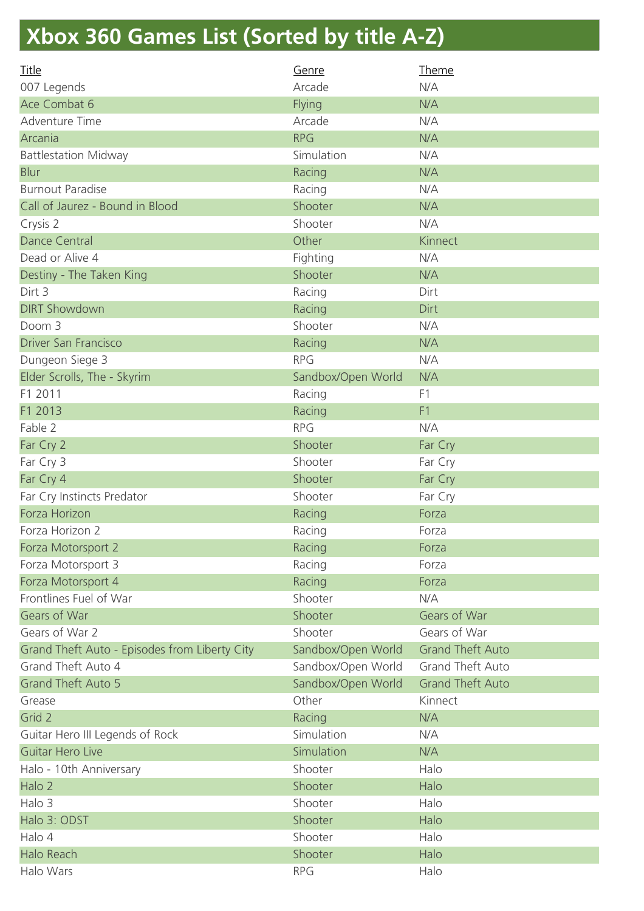# Xbox 360 Games List (Sorted by title A-Z)

| Title | Genre | Theme |
|---|---|---|
| 007 Legends | Arcade | N/A |
| Ace Combat 6 | Flying | N/A |
| Adventure Time | Arcade | N/A |
| Arcania | RPG | N/A |
| Battlestation Midway | Simulation | N/A |
| Blur | Racing | N/A |
| Burnout Paradise | Racing | N/A |
| Call of Jaurez - Bound in Blood | Shooter | N/A |
| Crysis 2 | Shooter | N/A |
| Dance Central | Other | Kinnect |
| Dead or Alive 4 | Fighting | N/A |
| Destiny - The Taken King | Shooter | N/A |
| Dirt 3 | Racing | Dirt |
| DIRT Showdown | Racing | Dirt |
| Doom 3 | Shooter | N/A |
| Driver San Francisco | Racing | N/A |
| Dungeon Siege 3 | RPG | N/A |
| Elder Scrolls, The - Skyrim | Sandbox/Open World | N/A |
| F1 2011 | Racing | F1 |
| F1 2013 | Racing | F1 |
| Fable 2 | RPG | N/A |
| Far Cry 2 | Shooter | Far Cry |
| Far Cry 3 | Shooter | Far Cry |
| Far Cry 4 | Shooter | Far Cry |
| Far Cry Instincts Predator | Shooter | Far Cry |
| Forza Horizon | Racing | Forza |
| Forza Horizon 2 | Racing | Forza |
| Forza Motorsport 2 | Racing | Forza |
| Forza Motorsport 3 | Racing | Forza |
| Forza Motorsport 4 | Racing | Forza |
| Frontlines Fuel of War | Shooter | N/A |
| Gears of War | Shooter | Gears of War |
| Gears of War 2 | Shooter | Gears of War |
| Grand Theft Auto - Episodes from Liberty City | Sandbox/Open World | Grand Theft Auto |
| Grand Theft Auto 4 | Sandbox/Open World | Grand Theft Auto |
| Grand Theft Auto 5 | Sandbox/Open World | Grand Theft Auto |
| Grease | Other | Kinnect |
| Grid 2 | Racing | N/A |
| Guitar Hero III Legends of Rock | Simulation | N/A |
| Guitar Hero Live | Simulation | N/A |
| Halo - 10th Anniversary | Shooter | Halo |
| Halo 2 | Shooter | Halo |
| Halo 3 | Shooter | Halo |
| Halo 3: ODST | Shooter | Halo |
| Halo 4 | Shooter | Halo |
| Halo Reach | Shooter | Halo |
| Halo Wars | RPG | Halo |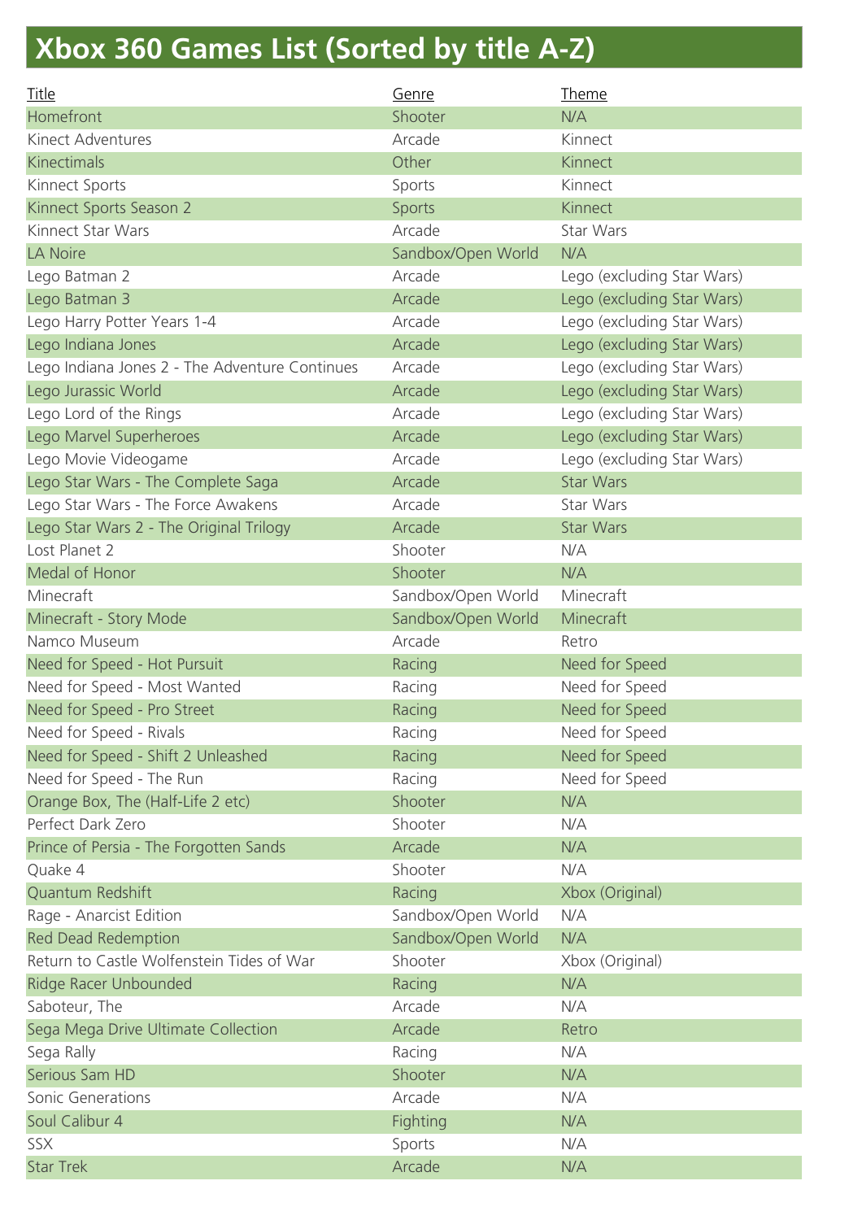# Xbox 360 Games List (Sorted by title A-Z)

| Title | Genre | Theme |
|---|---|---|
| Homefront | Shooter | N/A |
| Kinect Adventures | Arcade | Kinnect |
| Kinectimals | Other | Kinnect |
| Kinnect Sports | Sports | Kinnect |
| Kinnect Sports Season 2 | Sports | Kinnect |
| Kinnect Star Wars | Arcade | Star Wars |
| LA Noire | Sandbox/Open World | N/A |
| Lego Batman 2 | Arcade | Lego (excluding Star Wars) |
| Lego Batman 3 | Arcade | Lego (excluding Star Wars) |
| Lego Harry Potter Years 1-4 | Arcade | Lego (excluding Star Wars) |
| Lego Indiana Jones | Arcade | Lego (excluding Star Wars) |
| Lego Indiana Jones 2 - The Adventure Continues | Arcade | Lego (excluding Star Wars) |
| Lego Jurassic World | Arcade | Lego (excluding Star Wars) |
| Lego Lord of the Rings | Arcade | Lego (excluding Star Wars) |
| Lego Marvel Superheroes | Arcade | Lego (excluding Star Wars) |
| Lego Movie Videogame | Arcade | Lego (excluding Star Wars) |
| Lego Star Wars - The Complete Saga | Arcade | Star Wars |
| Lego Star Wars - The Force Awakens | Arcade | Star Wars |
| Lego Star Wars 2 - The Original Trilogy | Arcade | Star Wars |
| Lost Planet 2 | Shooter | N/A |
| Medal of Honor | Shooter | N/A |
| Minecraft | Sandbox/Open World | Minecraft |
| Minecraft - Story Mode | Sandbox/Open World | Minecraft |
| Namco Museum | Arcade | Retro |
| Need for Speed - Hot Pursuit | Racing | Need for Speed |
| Need for Speed - Most Wanted | Racing | Need for Speed |
| Need for Speed - Pro Street | Racing | Need for Speed |
| Need for Speed - Rivals | Racing | Need for Speed |
| Need for Speed - Shift 2 Unleashed | Racing | Need for Speed |
| Need for Speed - The Run | Racing | Need for Speed |
| Orange Box, The (Half-Life 2 etc) | Shooter | N/A |
| Perfect Dark Zero | Shooter | N/A |
| Prince of Persia - The Forgotten Sands | Arcade | N/A |
| Quake 4 | Shooter | N/A |
| Quantum Redshift | Racing | Xbox (Original) |
| Rage - Anarcist Edition | Sandbox/Open World | N/A |
| Red Dead Redemption | Sandbox/Open World | N/A |
| Return to Castle Wolfenstein Tides of War | Shooter | Xbox (Original) |
| Ridge Racer Unbounded | Racing | N/A |
| Saboteur, The | Arcade | N/A |
| Sega Mega Drive Ultimate Collection | Arcade | Retro |
| Sega Rally | Racing | N/A |
| Serious Sam HD | Shooter | N/A |
| Sonic Generations | Arcade | N/A |
| Soul Calibur 4 | Fighting | N/A |
| SSX | Sports | N/A |
| Star Trek | Arcade | N/A |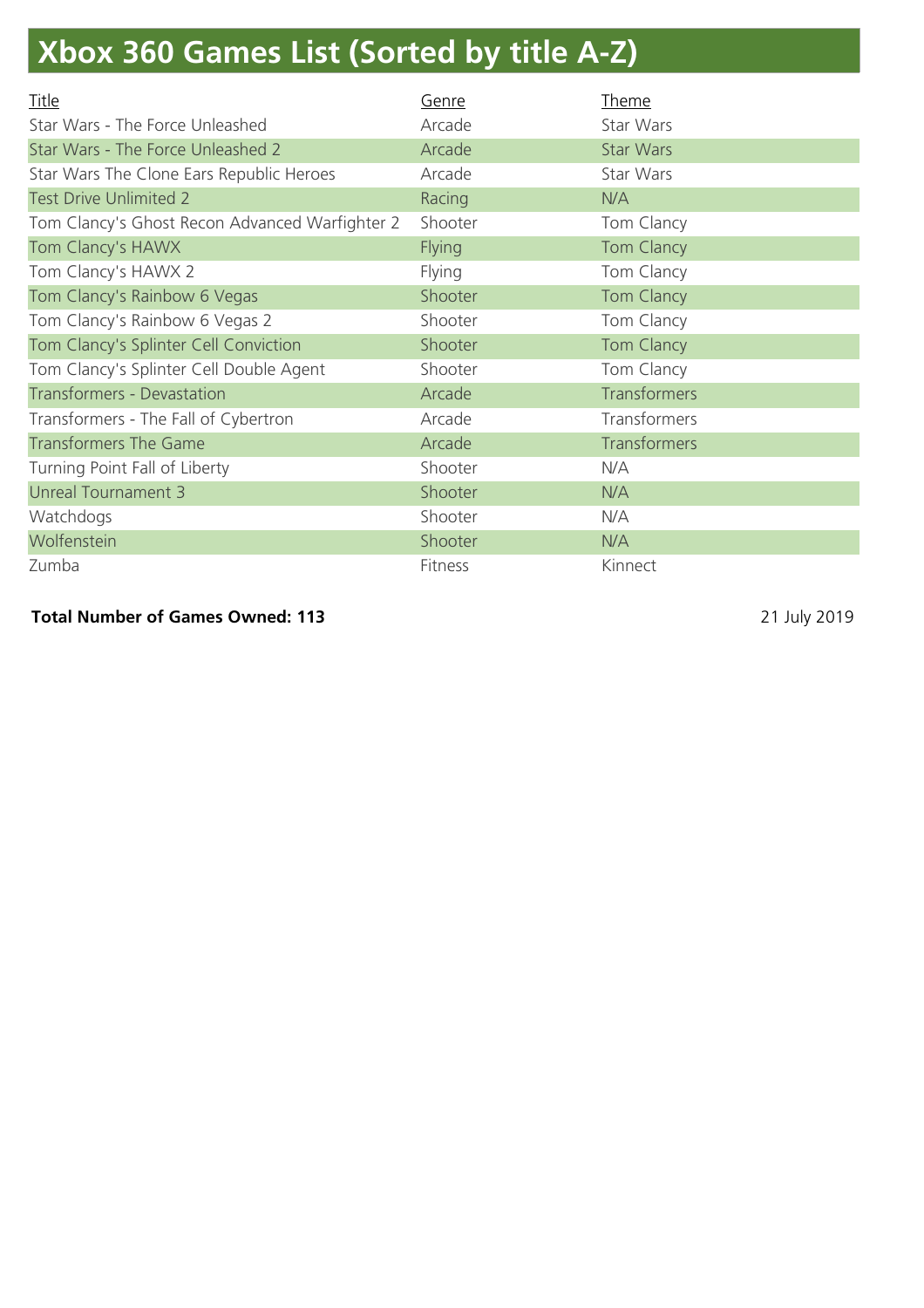# Xbox 360 Games List (Sorted by title A-Z)

| Title | Genre | Theme |
|---|---|---|
| Star Wars - The Force Unleashed | Arcade | Star Wars |
| Star Wars - The Force Unleashed 2 | Arcade | Star Wars |
| Star Wars The Clone Ears Republic Heroes | Arcade | Star Wars |
| Test Drive Unlimited 2 | Racing | N/A |
| Tom Clancy's Ghost Recon Advanced Warfighter 2 | Shooter | Tom Clancy |
| Tom Clancy's HAWX | Flying | Tom Clancy |
| Tom Clancy's HAWX 2 | Flying | Tom Clancy |
| Tom Clancy's Rainbow 6 Vegas | Shooter | Tom Clancy |
| Tom Clancy's Rainbow 6 Vegas 2 | Shooter | Tom Clancy |
| Tom Clancy's Splinter Cell Conviction | Shooter | Tom Clancy |
| Tom Clancy's Splinter Cell Double Agent | Shooter | Tom Clancy |
| Transformers - Devastation | Arcade | Transformers |
| Transformers - The Fall of Cybertron | Arcade | Transformers |
| Transformers The Game | Arcade | Transformers |
| Turning Point Fall of Liberty | Shooter | N/A |
| Unreal Tournament 3 | Shooter | N/A |
| Watchdogs | Shooter | N/A |
| Wolfenstein | Shooter | N/A |
| Zumba | Fitness | Kinnect |

**Total Number of Games Owned: 113**

21 July 2019